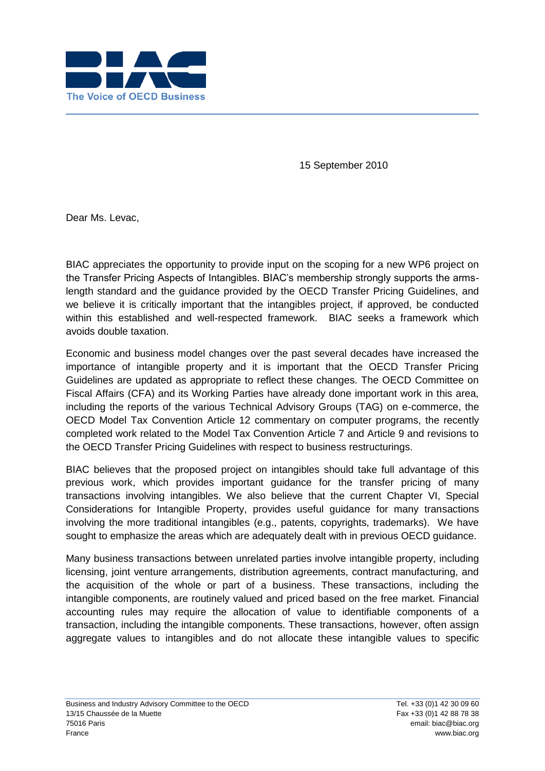15 September 2010

Dear Ms. Levac,

BIAC appreciates the opportunity to provide input on the scoping for a new WP6 project on the Transfer Pricing Aspects of Intangibles. BIAC's membership strongly supports the arms-length standard and the guidance provided by the OECD Transfer Pricing Guidelines, and we believe it is critically important that the intangibles project, if approved, be conducted within this established and well-respected framework. BIAC seeks a framework which avoids double taxation.

Economic and business model changes over the past several decades have increased the importance of intangible property and it is important that the OECD Transfer Pricing Guidelines are updated as appropriate to reflect these changes. The OECD Committee on Fiscal Affairs (CFA) and its Working Parties have already done important work in this area, including the reports of the various Technical Advisory Groups (TAG) on e-commerce, the OECD Model Tax Convention Article 12 commentary on computer programs, the recently completed work related to the Model Tax Convention Article 7 and Article 9 and revisions to the OECD Transfer Pricing Guidelines with respect to business restructurings.

BIAC believes that the proposed project on intangibles should take full advantage of this previous work, which provides important guidance for the transfer pricing of many transactions involving intangibles. We also believe that the current Chapter VI, Special Considerations for Intangible Property, provides useful guidance for many transactions involving the more traditional intangibles (e.g., patents, copyrights, trademarks). We have sought to emphasize the areas which are adequately dealt with in previous OECD guidance.

Many business transactions between unrelated parties involve intangible property, including licensing, joint venture arrangements, distribution agreements, contract manufacturing, and the acquisition of the whole or part of a business. These transactions, including the intangible components, are routinely valued and priced based on the free market. Financial accounting rules may require the allocation of value to identifiable components of a transaction, including the intangible components. These transactions, however, often assign aggregate values to intangibles and do not allocate these intangible values to specific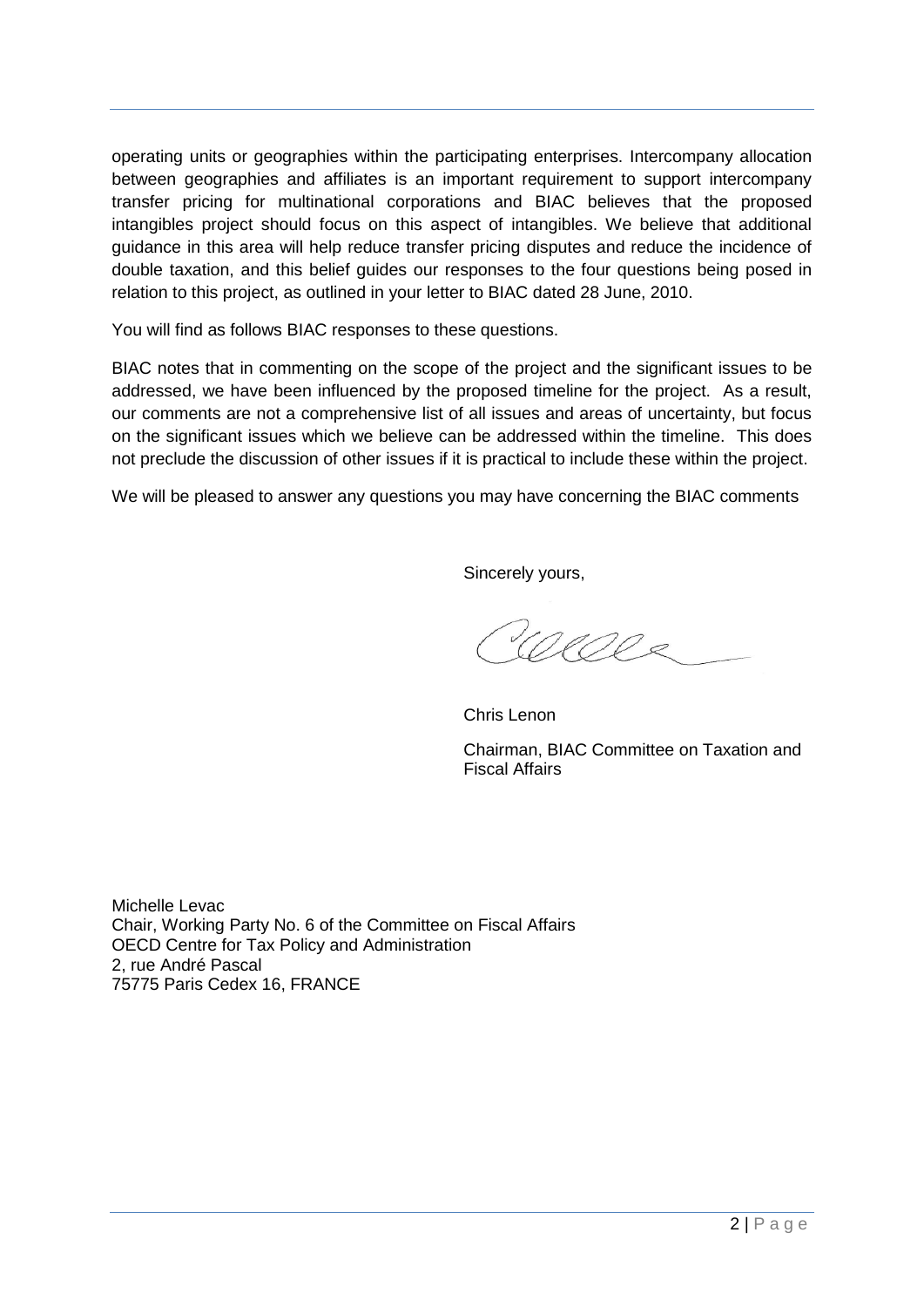operating units or geographies within the participating enterprises. Intercompany allocation between geographies and affiliates is an important requirement to support intercompany transfer pricing for multinational corporations and BIAC believes that the proposed intangibles project should focus on this aspect of intangibles. We believe that additional guidance in this area will help reduce transfer pricing disputes and reduce the incidence of double taxation, and this belief guides our responses to the four questions being posed in relation to this project, as outlined in your letter to BIAC dated 28 June, 2010.

You will find as follows BIAC responses to these questions.

BIAC notes that in commenting on the scope of the project and the significant issues to be addressed, we have been influenced by the proposed timeline for the project. As a result, our comments are not a comprehensive list of all issues and areas of uncertainty, but focus on the significant issues which we believe can be addressed within the timeline. This does not preclude the discussion of other issues if it is practical to include these within the project.

We will be pleased to answer any questions you may have concerning the BIAC comments

Sincerely yours,

Chris Lenon

Chairman, BIAC Committee on Taxation and Fiscal Affairs

Michelle Levac
Chair, Working Party No. 6 of the Committee on Fiscal Affairs
OECD Centre for Tax Policy and Administration
2, rue André Pascal
75775 Paris Cedex 16, FRANCE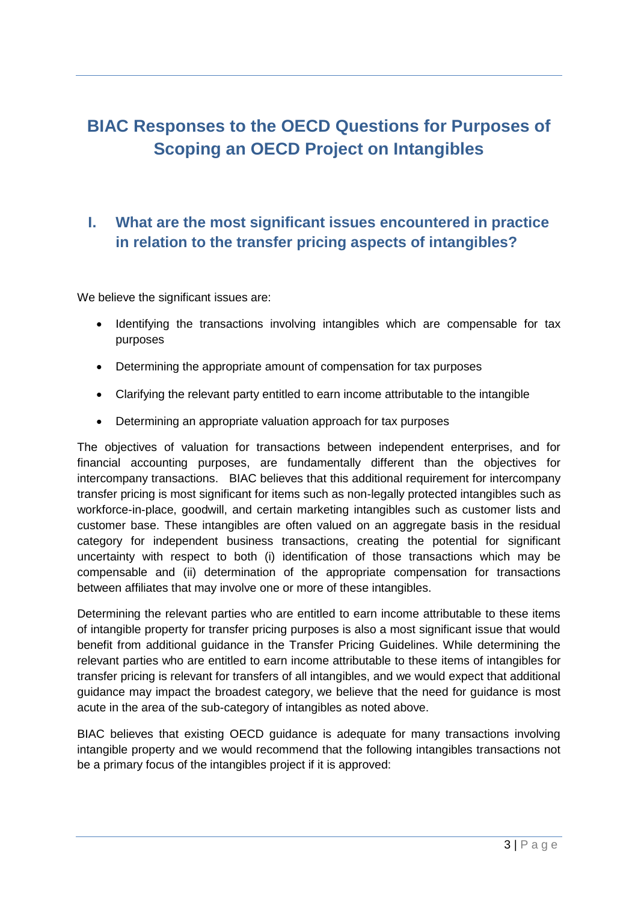# BIAC Responses to the OECD Questions for Purposes of Scoping an OECD Project on Intangibles

## I. What are the most significant issues encountered in practice in relation to the transfer pricing aspects of intangibles?

We believe the significant issues are:

- Identifying the transactions involving intangibles which are compensable for tax purposes
- Determining the appropriate amount of compensation for tax purposes
- Clarifying the relevant party entitled to earn income attributable to the intangible
- Determining an appropriate valuation approach for tax purposes

The objectives of valuation for transactions between independent enterprises, and for financial accounting purposes, are fundamentally different than the objectives for intercompany transactions. BIAC believes that this additional requirement for intercompany transfer pricing is most significant for items such as non-legally protected intangibles such as workforce-in-place, goodwill, and certain marketing intangibles such as customer lists and customer base. These intangibles are often valued on an aggregate basis in the residual category for independent business transactions, creating the potential for significant uncertainty with respect to both (i) identification of those transactions which may be compensable and (ii) determination of the appropriate compensation for transactions between affiliates that may involve one or more of these intangibles.

Determining the relevant parties who are entitled to earn income attributable to these items of intangible property for transfer pricing purposes is also a most significant issue that would benefit from additional guidance in the Transfer Pricing Guidelines. While determining the relevant parties who are entitled to earn income attributable to these items of intangibles for transfer pricing is relevant for transfers of all intangibles, and we would expect that additional guidance may impact the broadest category, we believe that the need for guidance is most acute in the area of the sub-category of intangibles as noted above.

BIAC believes that existing OECD guidance is adequate for many transactions involving intangible property and we would recommend that the following intangibles transactions not be a primary focus of the intangibles project if it is approved: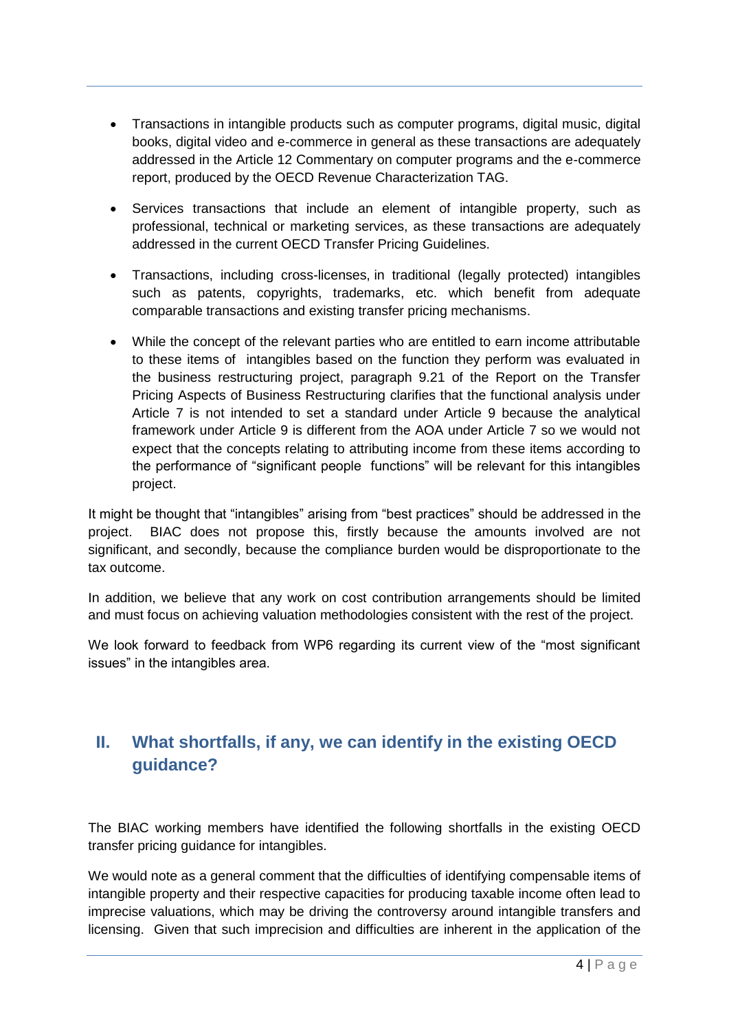- Transactions in intangible products such as computer programs, digital music, digital books, digital video and e-commerce in general as these transactions are adequately addressed in the Article 12 Commentary on computer programs and the e-commerce report, produced by the OECD Revenue Characterization TAG.
- Services transactions that include an element of intangible property, such as professional, technical or marketing services, as these transactions are adequately addressed in the current OECD Transfer Pricing Guidelines.
- Transactions, including cross-licenses, in traditional (legally protected) intangibles such as patents, copyrights, trademarks, etc. which benefit from adequate comparable transactions and existing transfer pricing mechanisms.
- While the concept of the relevant parties who are entitled to earn income attributable to these items of intangibles based on the function they perform was evaluated in the business restructuring project, paragraph 9.21 of the Report on the Transfer Pricing Aspects of Business Restructuring clarifies that the functional analysis under Article 7 is not intended to set a standard under Article 9 because the analytical framework under Article 9 is different from the AOA under Article 7 so we would not expect that the concepts relating to attributing income from these items according to the performance of "significant people functions" will be relevant for this intangibles project.

It might be thought that "intangibles" arising from "best practices" should be addressed in the project. BIAC does not propose this, firstly because the amounts involved are not significant, and secondly, because the compliance burden would be disproportionate to the tax outcome.

In addition, we believe that any work on cost contribution arrangements should be limited and must focus on achieving valuation methodologies consistent with the rest of the project.

We look forward to feedback from WP6 regarding its current view of the "most significant issues" in the intangibles area.

## II. What shortfalls, if any, we can identify in the existing OECD guidance?

The BIAC working members have identified the following shortfalls in the existing OECD transfer pricing guidance for intangibles.

We would note as a general comment that the difficulties of identifying compensable items of intangible property and their respective capacities for producing taxable income often lead to imprecise valuations, which may be driving the controversy around intangible transfers and licensing. Given that such imprecision and difficulties are inherent in the application of the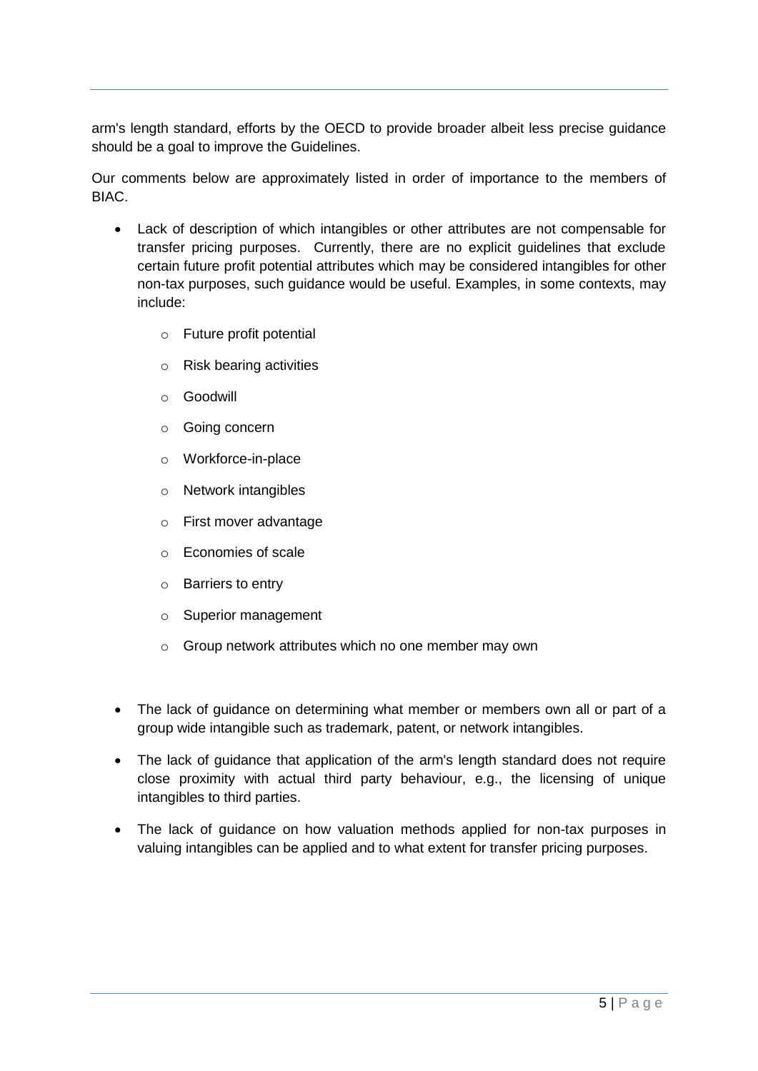arm's length standard, efforts by the OECD to provide broader albeit less precise guidance should be a goal to improve the Guidelines.

Our comments below are approximately listed in order of importance to the members of BIAC.

- Lack of description of which intangibles or other attributes are not compensable for transfer pricing purposes. Currently, there are no explicit guidelines that exclude certain future profit potential attributes which may be considered intangibles for other non-tax purposes, such guidance would be useful. Examples, in some contexts, may include:
  - Future profit potential
  - Risk bearing activities
  - Goodwill
  - Going concern
  - Workforce-in-place
  - Network intangibles
  - First mover advantage
  - Economies of scale
  - Barriers to entry
  - Superior management
  - Group network attributes which no one member may own

- The lack of guidance on determining what member or members own all or part of a group wide intangible such as trademark, patent, or network intangibles.
- The lack of guidance that application of the arm's length standard does not require close proximity with actual third party behaviour, e.g., the licensing of unique intangibles to third parties.
- The lack of guidance on how valuation methods applied for non-tax purposes in valuing intangibles can be applied and to what extent for transfer pricing purposes.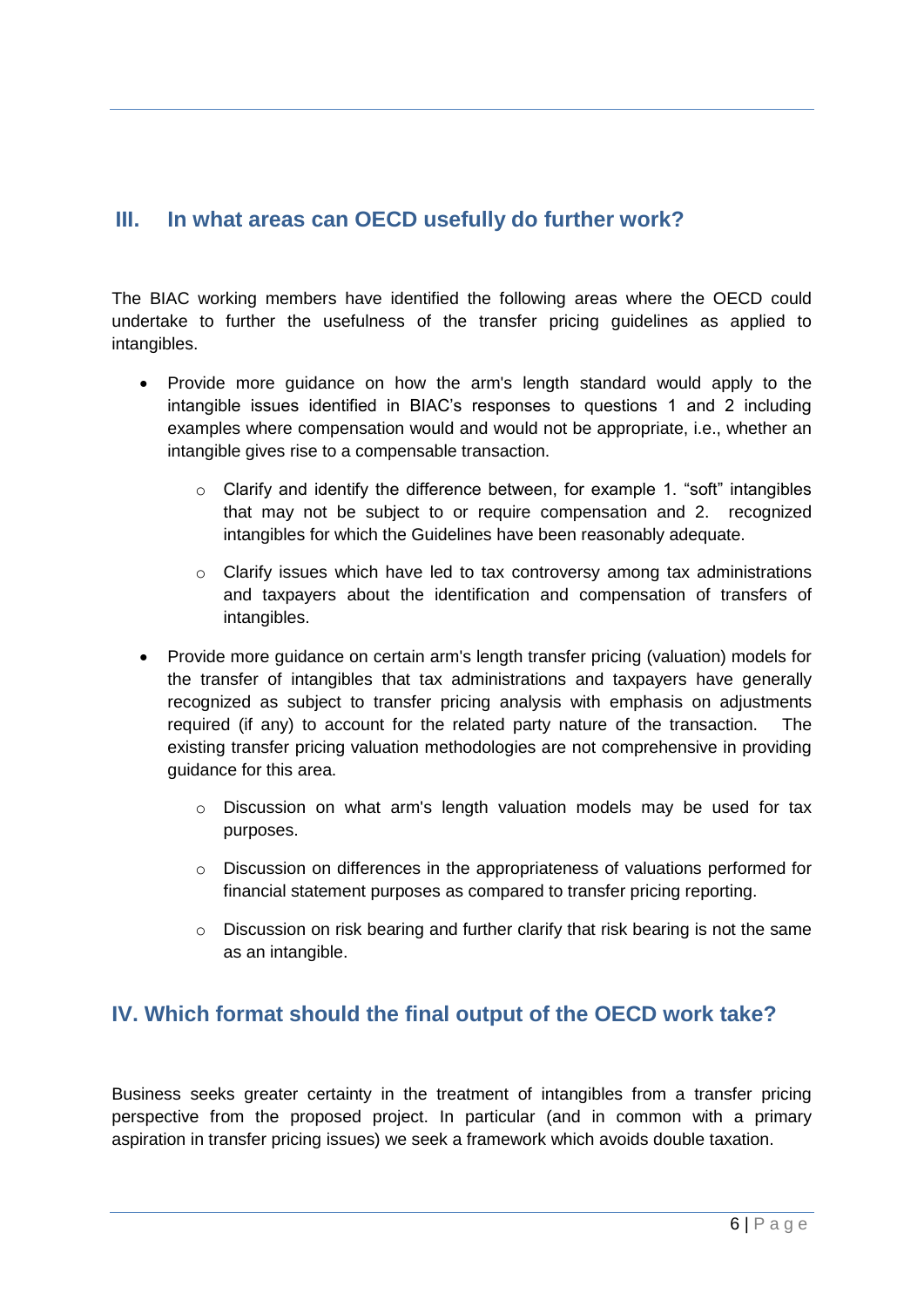## III. In what areas can OECD usefully do further work?

The BIAC working members have identified the following areas where the OECD could undertake to further the usefulness of the transfer pricing guidelines as applied to intangibles.

- Provide more guidance on how the arm's length standard would apply to the intangible issues identified in BIAC's responses to questions 1 and 2 including examples where compensation would and would not be appropriate, i.e., whether an intangible gives rise to a compensable transaction.
  - Clarify and identify the difference between, for example 1. "soft" intangibles that may not be subject to or require compensation and 2. recognized intangibles for which the Guidelines have been reasonably adequate.
  - Clarify issues which have led to tax controversy among tax administrations and taxpayers about the identification and compensation of transfers of intangibles.
- Provide more guidance on certain arm's length transfer pricing (valuation) models for the transfer of intangibles that tax administrations and taxpayers have generally recognized as subject to transfer pricing analysis with emphasis on adjustments required (if any) to account for the related party nature of the transaction. The existing transfer pricing valuation methodologies are not comprehensive in providing guidance for this area.
  - Discussion on what arm's length valuation models may be used for tax purposes.
  - Discussion on differences in the appropriateness of valuations performed for financial statement purposes as compared to transfer pricing reporting.
  - Discussion on risk bearing and further clarify that risk bearing is not the same as an intangible.

## IV. Which format should the final output of the OECD work take?

Business seeks greater certainty in the treatment of intangibles from a transfer pricing perspective from the proposed project. In particular (and in common with a primary aspiration in transfer pricing issues) we seek a framework which avoids double taxation.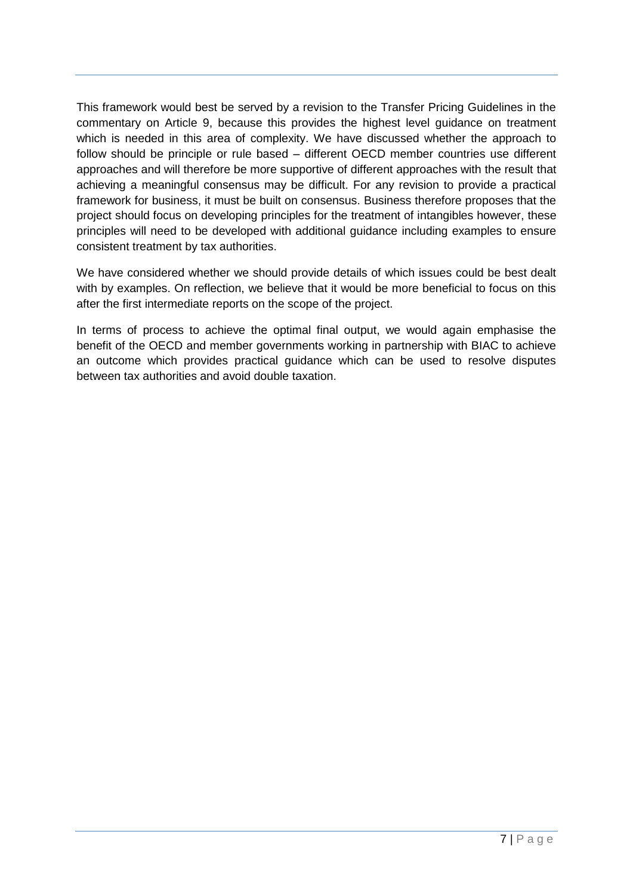This framework would best be served by a revision to the Transfer Pricing Guidelines in the commentary on Article 9, because this provides the highest level guidance on treatment which is needed in this area of complexity. We have discussed whether the approach to follow should be principle or rule based – different OECD member countries use different approaches and will therefore be more supportive of different approaches with the result that achieving a meaningful consensus may be difficult. For any revision to provide a practical framework for business, it must be built on consensus. Business therefore proposes that the project should focus on developing principles for the treatment of intangibles however, these principles will need to be developed with additional guidance including examples to ensure consistent treatment by tax authorities.

We have considered whether we should provide details of which issues could be best dealt with by examples. On reflection, we believe that it would be more beneficial to focus on this after the first intermediate reports on the scope of the project.

In terms of process to achieve the optimal final output, we would again emphasise the benefit of the OECD and member governments working in partnership with BIAC to achieve an outcome which provides practical guidance which can be used to resolve disputes between tax authorities and avoid double taxation.